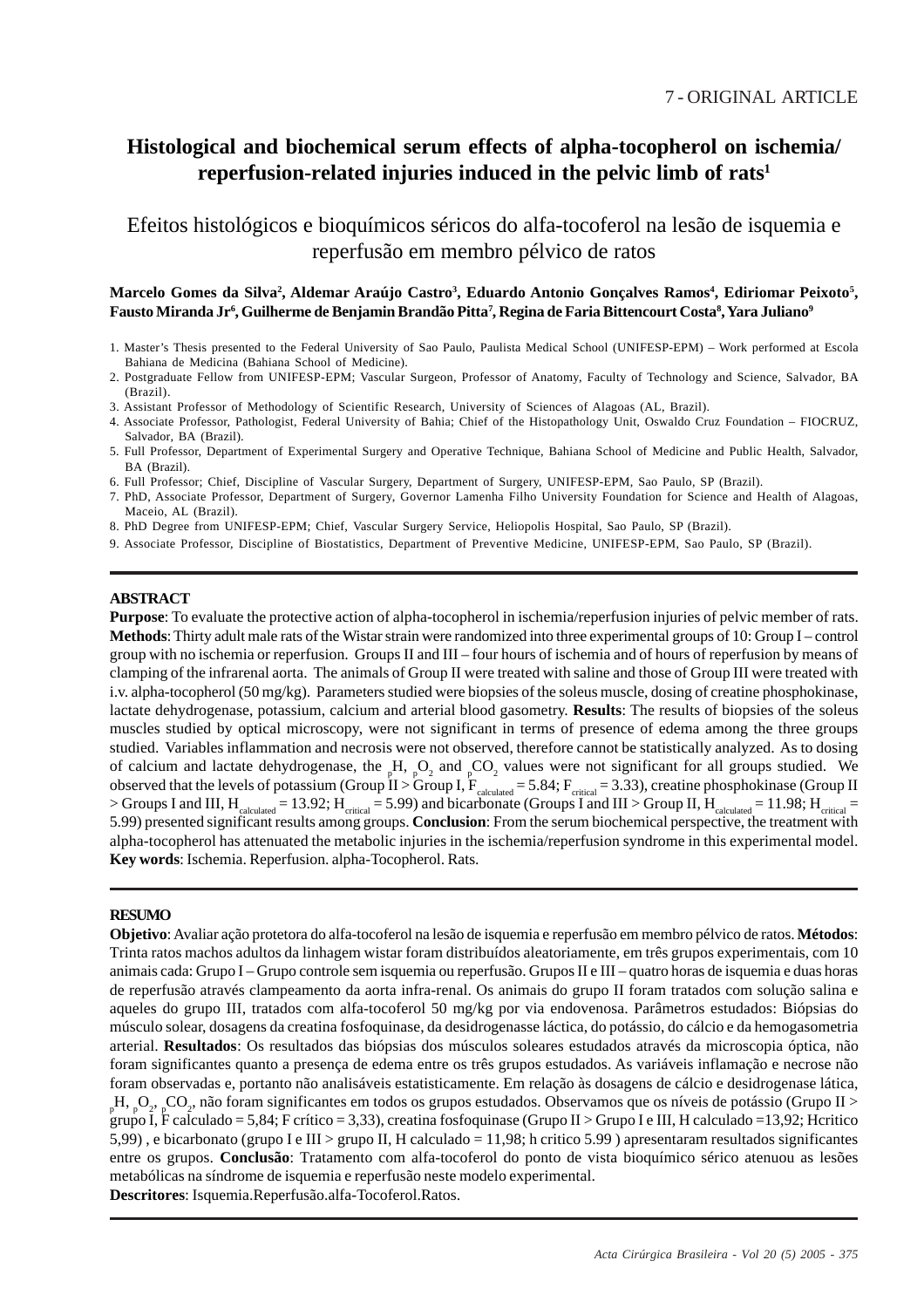7 - ORIGINAL ARTICLE

# Histological and biochemical serum effects of alpha-tocopherol on ischemia/ reperfusion-related injuries induced in the pelvic limb of rats[1]

## Efeitos histológicos e bioquímicos séricos do alfa-tocoferol na lesão de isquemia e reperfusão em membro pélvico de ratos

**Marcelo Gomes da Silva[2], Aldemar Araújo Castro[3], Eduardo Antonio Gonçalves Ramos[4], Ediriomar Peixoto[5], Fausto Miranda Jr[6], Guilherme de Benjamin Brandão Pitta[7], Regina de Faria Bittencourt Costa[8], Yara Juliano[9]**

1. Master's Thesis presented to the Federal University of Sao Paulo, Paulista Medical School (UNIFESP-EPM) – Work performed at Escola Bahiana de Medicina (Bahiana School of Medicine).
2. Postgraduate Fellow from UNIFESP-EPM; Vascular Surgeon, Professor of Anatomy, Faculty of Technology and Science, Salvador, BA (Brazil).
3. Assistant Professor of Methodology of Scientific Research, University of Sciences of Alagoas (AL, Brazil).
4. Associate Professor, Pathologist, Federal University of Bahia; Chief of the Histopathology Unit, Oswaldo Cruz Foundation – FIOCRUZ, Salvador, BA (Brazil).
5. Full Professor, Department of Experimental Surgery and Operative Technique, Bahiana School of Medicine and Public Health, Salvador, BA (Brazil).
6. Full Professor; Chief, Discipline of Vascular Surgery, Department of Surgery, UNIFESP-EPM, Sao Paulo, SP (Brazil).
7. PhD, Associate Professor, Department of Surgery, Governor Lamenha Filho University Foundation for Science and Health of Alagoas, Maceio, AL (Brazil).
8. PhD Degree from UNIFESP-EPM; Chief, Vascular Surgery Service, Heliopolis Hospital, Sao Paulo, SP (Brazil).
9. Associate Professor, Discipline of Biostatistics, Department of Preventive Medicine, UNIFESP-EPM, Sao Paulo, SP (Brazil).

### ABSTRACT

**Purpose**: To evaluate the protective action of alpha-tocopherol in ischemia/reperfusion injuries of pelvic member of rats. **Methods**: Thirty adult male rats of the Wistar strain were randomized into three experimental groups of 10: Group I – control group with no ischemia or reperfusion. Groups II and III – four hours of ischemia and of hours of reperfusion by means of clamping of the infrarenal aorta. The animals of Group II were treated with saline and those of Group III were treated with i.v. alpha-tocopherol (50 mg/kg). Parameters studied were biopsies of the soleus muscle, dosing of creatine phosphokinase, lactate dehydrogenase, potassium, calcium and arterial blood gasometry. **Results**: The results of biopsies of the soleus muscles studied by optical microscopy, were not significant in terms of presence of edema among the three groups studied. Variables inflammation and necrosis were not observed, therefore cannot be statistically analyzed. As to dosing of calcium and lactate dehydrogenase, the $_{p}H$, $_{p}O_2$ and $_{p}CO_2$ values were not significant for all groups studied. We observed that the levels of potassium (Group II > Group I, $F_{calculated} = 5.84$; $F_{critical} = 3.33$), creatine phosphokinase (Group II > Groups I and III, $H_{calculated} = 13.92$; $H_{critical} = 5.99$) and bicarbonate (Groups I and III > Group II, $H_{calculated} = 11.98$; $H_{critical} = 5.99$) presented significant results among groups. **Conclusion**: From the serum biochemical perspective, the treatment with alpha-tocopherol has attenuated the metabolic injuries in the ischemia/reperfusion syndrome in this experimental model.
**Key words**: Ischemia. Reperfusion. alpha-Tocopherol. Rats.

### RESUMO

**Objetivo**: Avaliar ação protetora do alfa-tocoferol na lesão de isquemia e reperfusão em membro pélvico de ratos. **Métodos**: Trinta ratos machos adultos da linhagem wistar foram distribuídos aleatoriamente, em três grupos experimentais, com 10 animais cada: Grupo I – Grupo controle sem isquemia ou reperfusão. Grupos II e III – quatro horas de isquemia e duas horas de reperfusão através clampeamento da aorta infra-renal. Os animais do grupo II foram tratados com solução salina e aqueles do grupo III, tratados com alfa-tocoferol 50 mg/kg por via endovenosa. Parâmetros estudados: Biópsias do músculo solear, dosagens da creatina fosfoquinase, da desidrogenasse láctica, do potássio, do cálcio e da hemogasometria arterial. **Resultados**: Os resultados das biópsias dos músculos soleares estudados através da microscopia óptica, não foram significantes quanto a presença de edema entre os três grupos estudados. As variáveis inflamação e necrose não foram observadas e, portanto não analisáveis estatisticamente. Em relação às dosagens de cálcio e desidrogenase lática, $_{p}H$, $_{p}O_2$, $_{p}CO_2$, não foram significantes em todos os grupos estudados. Observamos que os níveis de potássio (Grupo II > grupo I, F calculado = 5,84; F crítico = 3,33), creatina fosfoquinase (Grupo II > Grupo I e III, H calculado =13,92; Hcritico 5,99) , e bicarbonato (grupo I e III > grupo II, H calculado = 11,98; h critico 5.99 ) apresentaram resultados significantes entre os grupos. **Conclusão**: Tratamento com alfa-tocoferol do ponto de vista bioquímico sérico atenuou as lesões metabólicas na síndrome de isquemia e reperfusão neste modelo experimental.
**Descritores**: Isquemia.Reperfusão.alfa-Tocoferol.Ratos.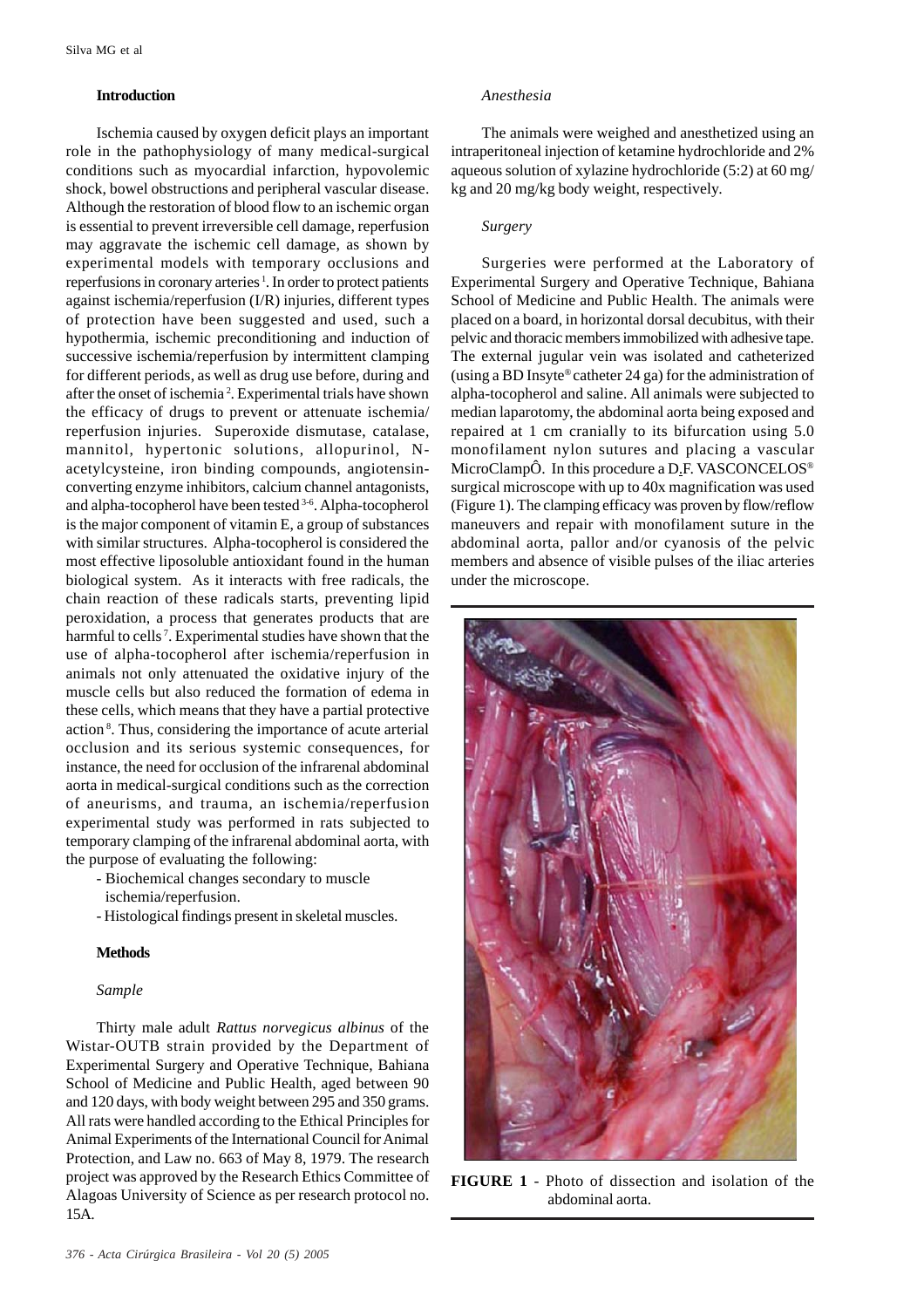## Introduction

Ischemia caused by oxygen deficit plays an important role in the pathophysiology of many medical-surgical conditions such as myocardial infarction, hypovolemic shock, bowel obstructions and peripheral vascular disease. Although the restoration of blood flow to an ischemic organ is essential to prevent irreversible cell damage, reperfusion may aggravate the ischemic cell damage, as shown by experimental models with temporary occlusions and reperfusions in coronary arteries [1]. In order to protect patients against ischemia/reperfusion (I/R) injuries, different types of protection have been suggested and used, such a hypothermia, ischemic preconditioning and induction of successive ischemia/reperfusion by intermittent clamping for different periods, as well as drug use before, during and after the onset of ischemia [2]. Experimental trials have shown the efficacy of drugs to prevent or attenuate ischemia/reperfusion injuries. Superoxide dismutase, catalase, mannitol, hypertonic solutions, allopurinol, N-acetylcysteine, iron binding compounds, angiotensin-converting enzyme inhibitors, calcium channel antagonists, and alpha-tocopherol have been tested [3-6]. Alpha-tocopherol is the major component of vitamin E, a group of substances with similar structures. Alpha-tocopherol is considered the most effective liposoluble antioxidant found in the human biological system. As it interacts with free radicals, the chain reaction of these radicals starts, preventing lipid peroxidation, a process that generates products that are harmful to cells [7]. Experimental studies have shown that the use of alpha-tocopherol after ischemia/reperfusion in animals not only attenuated the oxidative injury of the muscle cells but also reduced the formation of edema in these cells, which means that they have a partial protective action [8]. Thus, considering the importance of acute arterial occlusion and its serious systemic consequences, for instance, the need for occlusion of the infrarenal abdominal aorta in medical-surgical conditions such as the correction of aneurisms, and trauma, an ischemia/reperfusion experimental study was performed in rats subjected to temporary clamping of the infrarenal abdominal aorta, with the purpose of evaluating the following:

- Biochemical changes secondary to muscle ischemia/reperfusion.
- Histological findings present in skeletal muscles.

## Methods

### *Sample*

Thirty male adult *Rattus norvegicus albinus* of the Wistar-OUTB strain provided by the Department of Experimental Surgery and Operative Technique, Bahiana School of Medicine and Public Health, aged between 90 and 120 days, with body weight between 295 and 350 grams. All rats were handled according to the Ethical Principles for Animal Experiments of the International Council for Animal Protection, and Law no. 663 of May 8, 1979. The research project was approved by the Research Ethics Committee of Alagoas University of Science as per research protocol no. 15A.

### *Anesthesia*

The animals were weighed and anesthetized using an intraperitoneal injection of ketamine hydrochloride and 2% aqueous solution of xylazine hydrochloride (5:2) at 60 mg/kg and 20 mg/kg body weight, respectively.

### *Surgery*

Surgeries were performed at the Laboratory of Experimental Surgery and Operative Technique, Bahiana School of Medicine and Public Health. The animals were placed on a board, in horizontal dorsal decubitus, with their pelvic and thoracic members immobilized with adhesive tape. The external jugular vein was isolated and catheterized (using a BD Insyte® catheter 24 ga) for the administration of alpha-tocopherol and saline. All animals were subjected to median laparotomy, the abdominal aorta being exposed and repaired at 1 cm cranially to its bifurcation using 5.0 monofilament nylon sutures and placing a vascular MicroClampÔ. In this procedure a D.F. VASCONCELOS® surgical microscope with up to 40x magnification was used (Figure 1). The clamping efficacy was proven by flow/reflow maneuvers and repair with monofilament suture in the abdominal aorta, pallor and/or cyanosis of the pelvic members and absence of visible pulses of the iliac arteries under the microscope.

**FIGURE 1** - Photo of dissection and isolation of the abdominal aorta.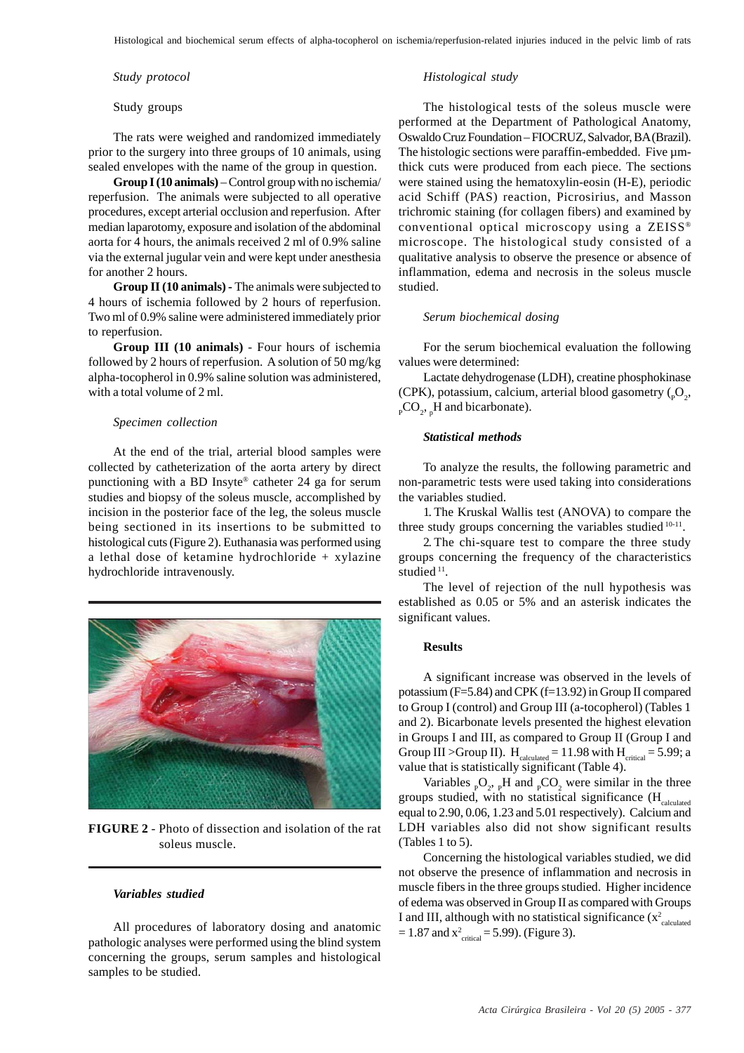*Study protocol*

Study groups

The rats were weighed and randomized immediately prior to the surgery into three groups of 10 animals, using sealed envelopes with the name of the group in question.

**Group I (10 animals)** – Control group with no ischemia/reperfusion. The animals were subjected to all operative procedures, except arterial occlusion and reperfusion. After median laparotomy, exposure and isolation of the abdominal aorta for 4 hours, the animals received 2 ml of 0.9% saline via the external jugular vein and were kept under anesthesia for another 2 hours.

**Group II (10 animals) -** The animals were subjected to 4 hours of ischemia followed by 2 hours of reperfusion. Two ml of 0.9% saline were administered immediately prior to reperfusion.

**Group III (10 animals)** - Four hours of ischemia followed by 2 hours of reperfusion. A solution of 50 mg/kg alpha-tocopherol in 0.9% saline solution was administered, with a total volume of 2 ml.

*Specimen collection*

At the end of the trial, arterial blood samples were collected by catheterization of the aorta artery by direct punctioning with a BD Insyte® catheter 24 ga for serum studies and biopsy of the soleus muscle, accomplished by incision in the posterior face of the leg, the soleus muscle being sectioned in its insertions to be submitted to histological cuts (Figure 2). Euthanasia was performed using a lethal dose of ketamine hydrochloride + xylazine hydrochloride intravenously.

**FIGURE 2** - Photo of dissection and isolation of the rat soleus muscle.

***Variables studied***

All procedures of laboratory dosing and anatomic pathologic analyses were performed using the blind system concerning the groups, serum samples and histological samples to be studied.

*Histological study*

The histological tests of the soleus muscle were performed at the Department of Pathological Anatomy, Oswaldo Cruz Foundation – FIOCRUZ, Salvador, BA (Brazil). The histologic sections were paraffin-embedded. Five µm-thick cuts were produced from each piece. The sections were stained using the hematoxylin-eosin (H-E), periodic acid Schiff (PAS) reaction, Picrosirius, and Masson trichromic staining (for collagen fibers) and examined by conventional optical microscopy using a ZEISS® microscope. The histological study consisted of a qualitative analysis to observe the presence or absence of inflammation, edema and necrosis in the soleus muscle studied.

*Serum biochemical dosing*

For the serum biochemical evaluation the following values were determined:

Lactate dehydrogenase (LDH), creatine phosphokinase (CPK), potassium, calcium, arterial blood gasometry ($_pO_2$, $_pCO_2$, $_pH$ and bicarbonate).

***Statistical methods***

To analyze the results, the following parametric and non-parametric tests were used taking into considerations the variables studied.

1. The Kruskal Wallis test (ANOVA) to compare the three study groups concerning the variables studied [10-11].

2. The chi-square test to compare the three study groups concerning the frequency of the characteristics studied [11].

The level of rejection of the null hypothesis was established as 0.05 or 5% and an asterisk indicates the significant values.

## Results

A significant increase was observed in the levels of potassium (F=5.84) and CPK (f=13.92) in Group II compared to Group I (control) and Group III (a-tocopherol) (Tables 1 and 2). Bicarbonate levels presented the highest elevation in Groups I and III, as compared to Group II (Group I and Group III >Group II). $H_{calculated} = 11.98$ with $H_{critical} = 5.99$; a value that is statistically significant (Table 4).

Variables $_pO_2$, $_pH$ and $_pCO_2$ were similar in the three groups studied, with no statistical significance ($H_{calculated}$ equal to 2.90, 0.06, 1.23 and 5.01 respectively). Calcium and LDH variables also did not show significant results (Tables 1 to 5).

Concerning the histological variables studied, we did not observe the presence of inflammation and necrosis in muscle fibers in the three groups studied. Higher incidence of edema was observed in Group II as compared with Groups I and III, although with no statistical significance ($x^2_{calculated} = 1.87$ and $x^2_{critical} = 5.99$). (Figure 3).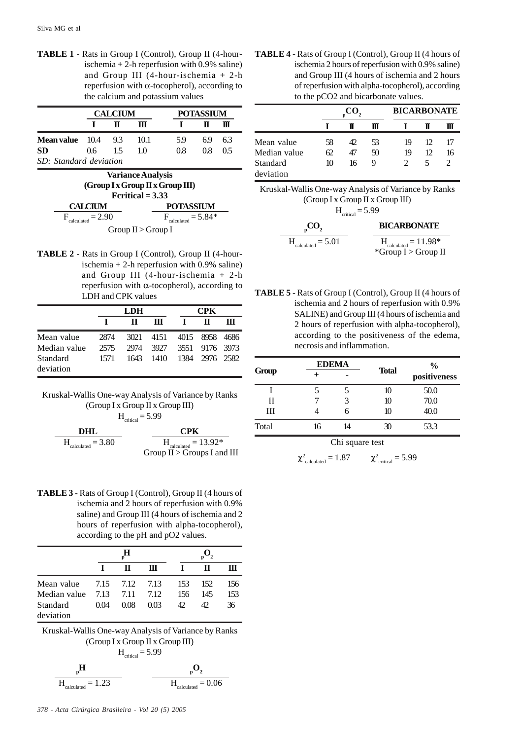**TABLE 1** - Rats in Group I (Control), Group II (4-hour-ischemia + 2-h reperfusion with 0.9% saline) and Group III (4-hour-ischemia + 2-h reperfusion with α-tocopherol), according to the calcium and potassium values

| | CALCIUM | | | POTASSIUM | | |
|---|---|---|---|---|---|---|
| | I | II | III | I | II | III |
| **Mean value** | 10.4 | 9.3 | 10.1 | 5.9 | 6.9 | 6.3 |
| **SD** | 0.6 | 1.5 | 1.0 | 0.8 | 0.8 | 0.5 |

*SD: Standard deviation*

**Variance Analysis**
**(Group I x Group II x Group III)**
**Fcritical = 3.33**

| CALCIUM | POTASSIUM |
|---|---|
| $F_{calculated} = 2.90$ | $F_{calculated} = 5.84$* |

Group II > Group I

**TABLE 2** - Rats in Group I (Control), Group II (4-hour-ischemia + 2-h reperfusion with 0.9% saline) and Group III (4-hour-ischemia + 2-h reperfusion with α-tocopherol), according to LDH and CPK values

| | LDH | | | CPK | | |
|---|---|---|---|---|---|---|
| | I | II | III | I | II | III |
| Mean value | 2874 | 3021 | 4151 | 4015 | 8958 | 4686 |
| Median value | 2575 | 2974 | 3927 | 3551 | 9176 | 3973 |
| Standard deviation | 1571 | 1643 | 1410 | 1384 | 2976 | 2582 |

Kruskal-Wallis One-way Analysis of Variance by Ranks
(Group I x Group II x Group III)
$H_{critical} = 5.99$

| DHL | CPK |
|---|---|
| $H_{calculated} = 3.80$ | $H_{calculated} = 13.92$* |

Group II > Groups I and III

**TABLE 3** - Rats of Group I (Control), Group II (4 hours of ischemia and 2 hours of reperfusion with 0.9% saline) and Group III (4 hours of ischemia and 2 hours of reperfusion with alpha-tocopherol), according to the pH and pO2 values.

| | pH | | | $pO_2$ | | |
|---|---|---|---|---|---|---|
| | I | II | III | I | II | III |
| Mean value | 7.15 | 7.12 | 7.13 | 153 | 152 | 156 |
| Median value | 7.13 | 7.11 | 7.12 | 156 | 145 | 153 |
| Standard deviation | 0.04 | 0.08 | 0.03 | 42 | 42 | 36 |

Kruskal-Wallis One-way Analysis of Variance by Ranks
(Group I x Group II x Group III)
$H_{critical} = 5.99$

| pH | $pO_2$ |
|---|---|
| $H_{calculated} = 1.23$ | $H_{calculated} = 0.06$ |

**TABLE 4** - Rats of Group I (Control), Group II (4 hours of ischemia 2 hours of reperfusion with 0.9% saline) and Group III (4 hours of ischemia and 2 hours of reperfusion with alpha-tocopherol), according to the pCO2 and bicarbonate values.

| | $pCO_2$ | | | BICARBONATE | | |
|---|---|---|---|---|---|---|
| | I | II | III | I | II | III |
| Mean value | 58 | 42 | 53 | 19 | 12 | 17 |
| Median value | 62 | 47 | 50 | 19 | 12 | 16 |
| Standard deviation | 10 | 16 | 9 | 2 | 5 | 2 |

Kruskal-Wallis One-way Analysis of Variance by Ranks
(Group I x Group II x Group III)
$H_{critical} = 5.99$

| $pCO_2$ | BICARBONATE |
|---|---|
| $H_{calculated} = 5.01$ | $H_{calculated} = 11.98$* |

*Group I > Group II

**TABLE 5** - Rats of Group I (Control), Group II (4 hours of ischemia and 2 hours of reperfusion with 0.9% SALINE) and Group III (4 hours of ischemia and 2 hours of reperfusion with alpha-tocopherol), according to the positiveness of the edema, necrosis and inflammation.

| Group | EDEMA | | Total | % positiveness |
|---|---|---|---|---|
| | + | - | | |
| I | 5 | 5 | 10 | 50.0 |
| II | 7 | 3 | 10 | 70.0 |
| III | 4 | 6 | 10 | 40.0 |
| Total | 16 | 14 | 30 | 53.3 |

Chi square test

$\chi^2_{calculated} = 1.87$ $\chi^2_{critical} = 5.99$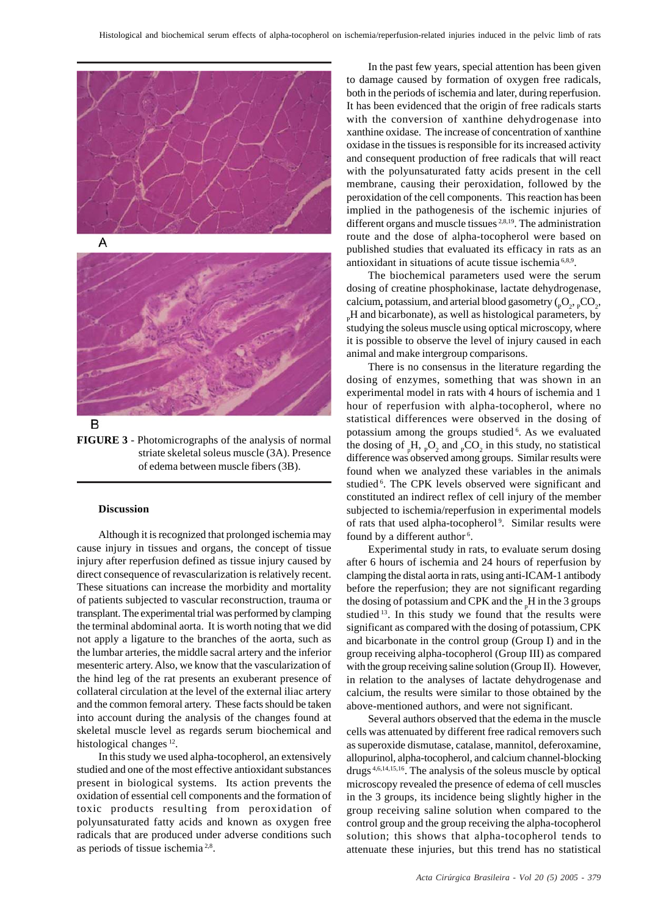A

B

**FIGURE 3** - Photomicrographs of the analysis of normal striate skeletal soleus muscle (3A). Presence of edema between muscle fibers (3B).

## Discussion

Although it is recognized that prolonged ischemia may cause injury in tissues and organs, the concept of tissue injury after reperfusion defined as tissue injury caused by direct consequence of revascularization is relatively recent. These situations can increase the morbidity and mortality of patients subjected to vascular reconstruction, trauma or transplant. The experimental trial was performed by clamping the terminal abdominal aorta. It is worth noting that we did not apply a ligature to the branches of the aorta, such as the lumbar arteries, the middle sacral artery and the inferior mesenteric artery. Also, we know that the vascularization of the hind leg of the rat presents an exuberant presence of collateral circulation at the level of the external iliac artery and the common femoral artery. These facts should be taken into account during the analysis of the changes found at skeletal muscle level as regards serum biochemical and histological changes [12].

In this study we used alpha-tocopherol, an extensively studied and one of the most effective antioxidant substances present in biological systems. Its action prevents the oxidation of essential cell components and the formation of toxic products resulting from peroxidation of polyunsaturated fatty acids and known as oxygen free radicals that are produced under adverse conditions such as periods of tissue ischemia [2,8].

In the past few years, special attention has been given to damage caused by formation of oxygen free radicals, both in the periods of ischemia and later, during reperfusion. It has been evidenced that the origin of free radicals starts with the conversion of xanthine dehydrogenase into xanthine oxidase. The increase of concentration of xanthine oxidase in the tissues is responsible for its increased activity and consequent production of free radicals that will react with the polyunsaturated fatty acids present in the cell membrane, causing their peroxidation, followed by the peroxidation of the cell components. This reaction has been implied in the pathogenesis of the ischemic injuries of different organs and muscle tissues [2,8,19]. The administration route and the dose of alpha-tocopherol were based on published studies that evaluated its efficacy in rats as an antioxidant in situations of acute tissue ischemia [6,8,9].

The biochemical parameters used were the serum dosing of creatine phosphokinase, lactate dehydrogenase, calcium, potassium, and arterial blood gasometry ($_pO_2$, $_pCO_2$, $_pH$ and bicarbonate), as well as histological parameters, by studying the soleus muscle using optical microscopy, where it is possible to observe the level of injury caused in each animal and make intergroup comparisons.

There is no consensus in the literature regarding the dosing of enzymes, something that was shown in an experimental model in rats with 4 hours of ischemia and 1 hour of reperfusion with alpha-tocopherol, where no statistical differences were observed in the dosing of potassium among the groups studied [6]. As we evaluated the dosing of $_pH$, $_pO_2$ and $_pCO_2$ in this study, no statistical difference was observed among groups. Similar results were found when we analyzed these variables in the animals studied [6]. The CPK levels observed were significant and constituted an indirect reflex of cell injury of the member subjected to ischemia/reperfusion in experimental models of rats that used alpha-tocopherol [9]. Similar results were found by a different author [6].

Experimental study in rats, to evaluate serum dosing after 6 hours of ischemia and 24 hours of reperfusion by clamping the distal aorta in rats, using anti-ICAM-1 antibody before the reperfusion; they are not significant regarding the dosing of potassium and CPK and the $_pH$ in the 3 groups studied [13]. In this study we found that the results were significant as compared with the dosing of potassium, CPK and bicarbonate in the control group (Group I) and in the group receiving alpha-tocopherol (Group III) as compared with the group receiving saline solution (Group II). However, in relation to the analyses of lactate dehydrogenase and calcium, the results were similar to those obtained by the above-mentioned authors, and were not significant.

Several authors observed that the edema in the muscle cells was attenuated by different free radical removers such as superoxide dismutase, catalase, mannitol, deferoxamine, allopurinol, alpha-tocopherol, and calcium channel-blocking drugs [4,6,14,15,16]. The analysis of the soleus muscle by optical microscopy revealed the presence of edema of cell muscles in the 3 groups, its incidence being slightly higher in the group receiving saline solution when compared to the control group and the group receiving the alpha-tocopherol solution; this shows that alpha-tocopherol tends to attenuate these injuries, but this trend has no statistical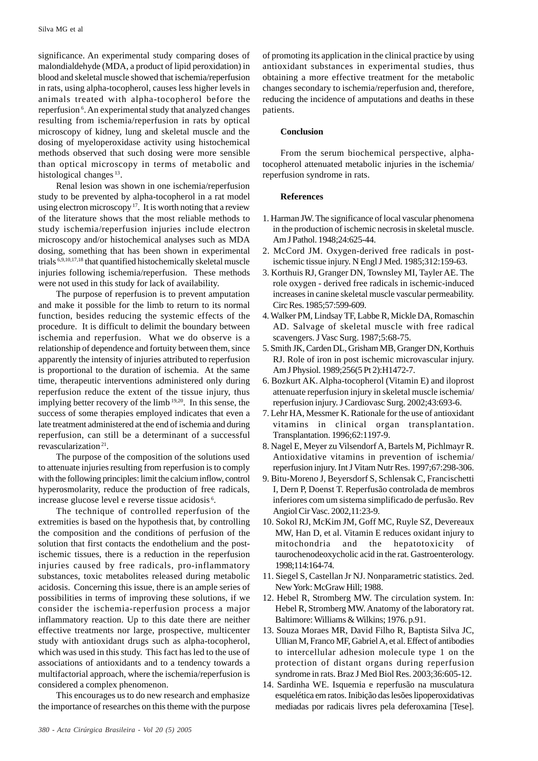significance. An experimental study comparing doses of malondialdehyde (MDA, a product of lipid peroxidation) in blood and skeletal muscle showed that ischemia/reperfusion in rats, using alpha-tocopherol, causes less higher levels in animals treated with alpha-tocopherol before the reperfusion [6]. An experimental study that analyzed changes resulting from ischemia/reperfusion in rats by optical microscopy of kidney, lung and skeletal muscle and the dosing of myeloperoxidase activity using histochemical methods observed that such dosing were more sensible than optical microscopy in terms of metabolic and histological changes [13].

Renal lesion was shown in one ischemia/reperfusion study to be prevented by alpha-tocopherol in a rat model using electron microscopy [17]. It is worth noting that a review of the literature shows that the most reliable methods to study ischemia/reperfusion injuries include electron microscopy and/or histochemical analyses such as MDA dosing, something that has been shown in experimental trials [6,9,10,17,18] that quantified histochemically skeletal muscle injuries following ischemia/reperfusion. These methods were not used in this study for lack of availability.

The purpose of reperfusion is to prevent amputation and make it possible for the limb to return to its normal function, besides reducing the systemic effects of the procedure. It is difficult to delimit the boundary between ischemia and reperfusion. What we do observe is a relationship of dependence and fortuity between them, since apparently the intensity of injuries attributed to reperfusion is proportional to the duration of ischemia. At the same time, therapeutic interventions administered only during reperfusion reduce the extent of the tissue injury, thus implying better recovery of the limb [19,20]. In this sense, the success of some therapies employed indicates that even a late treatment administered at the end of ischemia and during reperfusion, can still be a determinant of a successful revascularization [21].

The purpose of the composition of the solutions used to attenuate injuries resulting from reperfusion is to comply with the following principles: limit the calcium inflow, control hyperosmolarity, reduce the production of free radicals, increase glucose level e reverse tissue acidosis [6].

The technique of controlled reperfusion of the extremities is based on the hypothesis that, by controlling the composition and the conditions of perfusion of the solution that first contacts the endothelium and the post-ischemic tissues, there is a reduction in the reperfusion injuries caused by free radicals, pro-inflammatory substances, toxic metabolites released during metabolic acidosis. Concerning this issue, there is an ample series of possibilities in terms of improving these solutions, if we consider the ischemia-reperfusion process a major inflammatory reaction. Up to this date there are neither effective treatments nor large, prospective, multicenter study with antioxidant drugs such as alpha-tocopherol, which was used in this study. This fact has led to the use of associations of antioxidants and to a tendency towards a multifactorial approach, where the ischemia/reperfusion is considered a complex phenomenon.

This encourages us to do new research and emphasize the importance of researches on this theme with the purpose of promoting its application in the clinical practice by using antioxidant substances in experimental studies, thus obtaining a more effective treatment for the metabolic changes secondary to ischemia/reperfusion and, therefore, reducing the incidence of amputations and deaths in these patients.

## Conclusion

From the serum biochemical perspective, alpha-tocopherol attenuated metabolic injuries in the ischemia/reperfusion syndrome in rats.

## References

1. Harman JW. The significance of local vascular phenomena in the production of ischemic necrosis in skeletal muscle. Am J Pathol. 1948;24:625-44.
2. McCord JM. Oxygen-derived free radicals in post-ischemic tissue injury. N Engl J Med. 1985;312:159-63.
3. Korthuis RJ, Granger DN, Townsley MI, Tayler AE. The role oxygen - derived free radicals in ischemic-induced increases in canine skeletal muscle vascular permeability. Circ Res. 1985;57:599-609.
4. Walker PM, Lindsay TF, Labbe R, Mickle DA, Romaschin AD. Salvage of skeletal muscle with free radical scavengers. J Vasc Surg. 1987;5:68-75.
5. Smith JK, Carden DL, Grisham MB, Granger DN, Korthuis RJ. Role of iron in post ischemic microvascular injury. Am J Physiol. 1989;256(5 Pt 2):H1472-7.
6. Bozkurt AK. Alpha-tocopherol (Vitamin E) and iloprost attenuate reperfusion injury in skeletal muscle ischemia/reperfusion injury. J Cardiovasc Surg. 2002;43:693-6.
7. Lehr HA, Messmer K. Rationale for the use of antioxidant vitamins in clinical organ transplantation. Transplantation. 1996;62:1197-9.
8. Nagel E, Meyer zu Vilsendorf A, Bartels M, Pichlmayr R. Antioxidative vitamins in prevention of ischemia/reperfusion injury. Int J Vitam Nutr Res. 1997;67:298-306.
9. Bitu-Moreno J, Beyersdorf S, Schlensak C, Francischetti I, Dern P, Doenst T. Reperfusão controlada de membros inferiores com um sistema simplificado de perfusão. Rev Angiol Cir Vasc. 2002,11:23-9.
10. Sokol RJ, McKim JM, Goff MC, Ruyle SZ, Devereaux MW, Han D, et al. Vitamin E reduces oxidant injury to mitochondria and the hepatotoxicity of taurochenodeoxycholic acid in the rat. Gastroenterology. 1998;114:164-74.
11. Siegel S, Castellan Jr NJ. Nonparametric statistics. 2ed. New York: McGraw Hill; 1988.
12. Hebel R, Stromberg MW. The circulation system. In: Hebel R, Stromberg MW. Anatomy of the laboratory rat. Baltimore: Williams & Wilkins; 1976. p.91.
13. Souza Moraes MR, David Filho R, Baptista Silva JC, Ullian M, Franco MF, Gabriel A, et al. Effect of antibodies to intercellular adhesion molecule type 1 on the protection of distant organs during reperfusion syndrome in rats. Braz J Med Biol Res. 2003;36:605-12.
14. Sardinha WE. Isquemia e reperfusão na musculatura esquelética em ratos. Inibição das lesões lipoperoxidativas mediadas por radicais livres pela deferoxamina [Tese].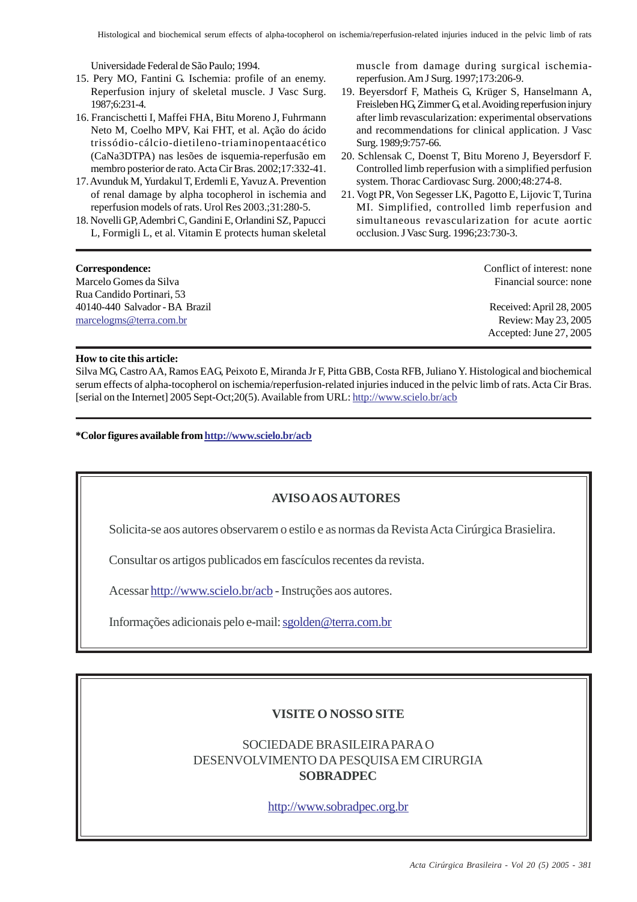Universidade Federal de São Paulo; 1994.

15. Pery MO, Fantini G. Ischemia: profile of an enemy. Reperfusion injury of skeletal muscle. J Vasc Surg. 1987;6:231-4.
16. Francischetti I, Maffei FHA, Bitu Moreno J, Fuhrmann Neto M, Coelho MPV, Kai FHT, et al. Ação do ácido trissódio-cálcio-dietileno-triaminopentaacético (CaNa3DTPA) nas lesões de isquemia-reperfusão em membro posterior de rato. Acta Cir Bras. 2002;17:332-41.
17. Avunduk M, Yurdakul T, Erdemli E, Yavuz A. Prevention of renal damage by alpha tocopherol in ischemia and reperfusion models of rats. Urol Res 2003.;31:280-5.
18. Novelli GP, Adembri C, Gandini E, Orlandini SZ, Papucci L, Formigli L, et al. Vitamin E protects human skeletal muscle from damage during surgical ischemia-reperfusion. Am J Surg. 1997;173:206-9.
19. Beyersdorf F, Matheis G, Krüger S, Hanselmann A, Freisleben HG, Zimmer G, et al. Avoiding reperfusion injury after limb revascularization: experimental observations and recommendations for clinical application. J Vasc Surg. 1989;9:757-66.
20. Schlensak C, Doenst T, Bitu Moreno J, Beyersdorf F. Controlled limb reperfusion with a simplified perfusion system. Thorac Cardiovasc Surg. 2000;48:274-8.
21. Vogt PR, Von Segesser LK, Pagotto E, Lijovic T, Turina MI. Simplified, controlled limb reperfusion and simultaneous revascularization for acute aortic occlusion. J Vasc Surg. 1996;23:730-3.

---

**Correspondence:**
Marcelo Gomes da Silva
Rua Candido Portinari, 53
40140-440 Salvador - BA Brazil
marcelogms@terra.com.br

Conflict of interest: none
Financial source: none

Received: April 28, 2005
Review: May 23, 2005
Accepted: June 27, 2005

---

**How to cite this article:**
Silva MG, Castro AA, Ramos EAG, Peixoto E, Miranda Jr F, Pitta GBB, Costa RFB, Juliano Y. Histological and biochemical serum effects of alpha-tocopherol on ischemia/reperfusion-related injuries induced in the pelvic limb of rats. Acta Cir Bras. [serial on the Internet] 2005 Sept-Oct;20(5). Available from URL: http://www.scielo.br/acb

---

**\*Color figures available from http://www.scielo.br/acb**

**AVISO AOS AUTORES**

Solicita-se aos autores observarem o estilo e as normas da Revista Acta Cirúrgica Brasielira.

Consultar os artigos publicados em fascículos recentes da revista.

Acessar http://www.scielo.br/acb - Instruções aos autores.

Informações adicionais pelo e-mail: sgolden@terra.com.br

**VISITE O NOSSO SITE**

SOCIEDADE BRASILEIRA PARA O
DESENVOLVIMENTO DA PESQUISA EM CIRURGIA
**SOBRADPEC**

http://www.sobradpec.org.br